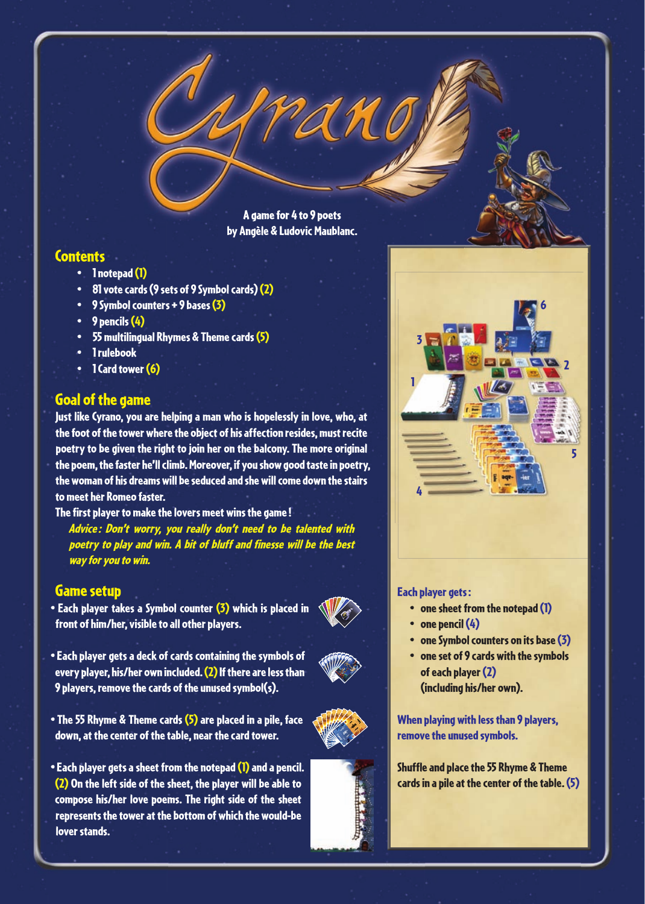# Cyrano

A game for 4 to 9 poets
by Angèle & Ludovic Maublanc.

## Contents

- 1 notepad (1)
- 81 vote cards (9 sets of 9 Symbol cards) (2)
- 9 Symbol counters + 9 bases (3)
- 9 pencils (4)
- 55 multilingual Rhymes & Theme cards (5)
- 1 rulebook
- 1 Card tower (6)

## Goal of the game

Just like Cyrano, you are helping a man who is hopelessly in love, who, at the foot of the tower where the object of his affection resides, must recite poetry to be given the right to join her on the balcony. The more original the poem, the faster he'll climb. Moreover, if you show good taste in poetry, the woman of his dreams will be seduced and she will come down the stairs to meet her Romeo faster.

The first player to make the lovers meet wins the game!

*Advice: Don't worry, you really don't need to be talented with poetry to play and win. A bit of bluff and finesse will be the best way for you to win.*

## Game setup

- Each player takes a Symbol counter (3) which is placed in front of him/her, visible to all other players.
- Each player gets a deck of cards containing the symbols of every player, his/her own included. (2) If there are less than 9 players, remove the cards of the unused symbol(s).
- The 55 Rhyme & Theme cards (5) are placed in a pile, face down, at the center of the table, near the card tower.
- Each player gets a sheet from the notepad (1) and a pencil. (2) On the left side of the sheet, the player will be able to compose his/her love poems. The right side of the sheet represents the tower at the bottom of which the would-be lover stands.

**Each player gets:**

- one sheet from the notepad (1)
- one pencil (4)
- one Symbol counters on its base (3)
- one set of 9 cards with the symbols of each player (2) (including his/her own).

**When playing with less than 9 players, remove the unused symbols.**

**Shuffle and place the 55 Rhyme & Theme cards in a pile at the center of the table. (5)**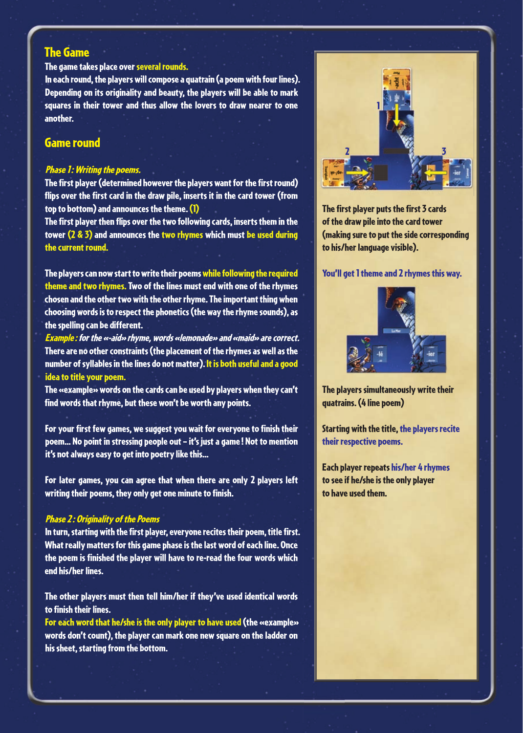## The Game

The game takes place over several rounds.
In each round, the players will compose a quatrain (a poem with four lines). Depending on its originality and beauty, the players will be able to mark squares in their tower and thus allow the lovers to draw nearer to one another.

## Game round

### *Phase 1: Writing the poems.*

The first player (determined however the players want for the first round) flips over the first card in the draw pile, inserts it in the card tower (from top to bottom) and announces the theme. (1)
The first player then flips over the two following cards, inserts them in the tower (2 & 3) and announces the two rhymes which must be used during the current round.

The players can now start to write their poems while following the required theme and two rhymes. Two of the lines must end with one of the rhymes chosen and the other two with the other rhyme. The important thing when choosing words is to respect the phonetics (the way the rhyme sounds), as the spelling can be different.
*Example : for the «-aid» rhyme, words «lemonade» and «maid» are correct.*
There are no other constraints (the placement of the rhymes as well as the number of syllables in the lines do not matter). It is both useful and a good idea to title your poem.
The «example» words on the cards can be used by players when they can't find words that rhyme, but these won't be worth any points.

For your first few games, we suggest you wait for everyone to finish their poem... No point in stressing people out – it's just a game ! Not to mention it's not always easy to get into poetry like this...

For later games, you can agree that when there are only 2 players left writing their poems, they only get one minute to finish.

### *Phase 2 : Originality of the Poems*

In turn, starting with the first player, everyone recites their poem, title first. What really matters for this game phase is the last word of each line. Once the poem is finished the player will have to re-read the four words which end his/her lines.

The other players must then tell him/her if they've used identical words to finish their lines.
For each word that he/she is the only player to have used (the «example» words don't count), the player can mark one new square on the ladder on his sheet, starting from the bottom.

---

The first player puts the first 3 cards of the draw pile into the card tower (making sure to put the side corresponding to his/her language visible).

You'll get 1 theme and 2 rhymes this way.

The players simultaneously write their quatrains. (4 line poem)

Starting with the title, the players recite their respective poems.

Each player repeats his/her 4 rhymes to see if he/she is the only player to have used them.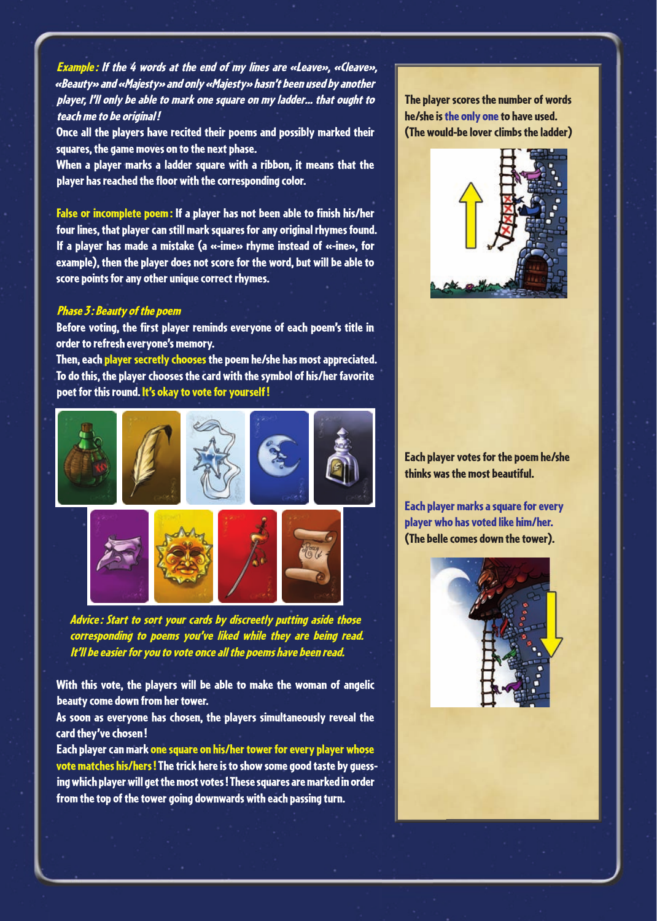***Example :** If the 4 words at the end of my lines are «Leave», «Cleave», «Beauty» and «Majesty» and only «Majesty» hasn't been used by another player, I'll only be able to mark one square on my ladder... that ought to teach me to be original !*

Once all the players have recited their poems and possibly marked their squares, the game moves on to the next phase.

When a player marks a ladder square with a ribbon, it means that the player has reached the floor with the corresponding color.

**False or incomplete poem :** If a player has not been able to finish his/her four lines, that player can still mark squares for any original rhymes found. If a player has made a mistake (a «-ime» rhyme instead of «-ine», for example), then the player does not score for the word, but will be able to score points for any other unique correct rhymes.

### *Phase 3 : Beauty of the poem*

Before voting, the first player reminds everyone of each poem's title in order to refresh everyone's memory.

Then, each player secretly chooses the poem he/she has most appreciated. To do this, the player chooses the card with the symbol of his/her favorite poet for this round. It's okay to vote for yourself !

*Advice : Start to sort your cards by discreetly putting aside those corresponding to poems you've liked while they are being read. It'll be easier for you to vote once all the poems have been read.*

With this vote, the players will be able to make the woman of angelic beauty come down from her tower.

As soon as everyone has chosen, the players simultaneously reveal the card they've chosen !

Each player can mark one square on his/her tower for every player whose vote matches his/hers ! The trick here is to show some good taste by guessing which player will get the most votes ! These squares are marked in order from the top of the tower going downwards with each passing turn.

---

The player scores the number of words he/she is the only one to have used. (The would-be lover climbs the ladder)

Each player votes for the poem he/she thinks was the most beautiful.

Each player marks a square for every player who has voted like him/her. (The belle comes down the tower).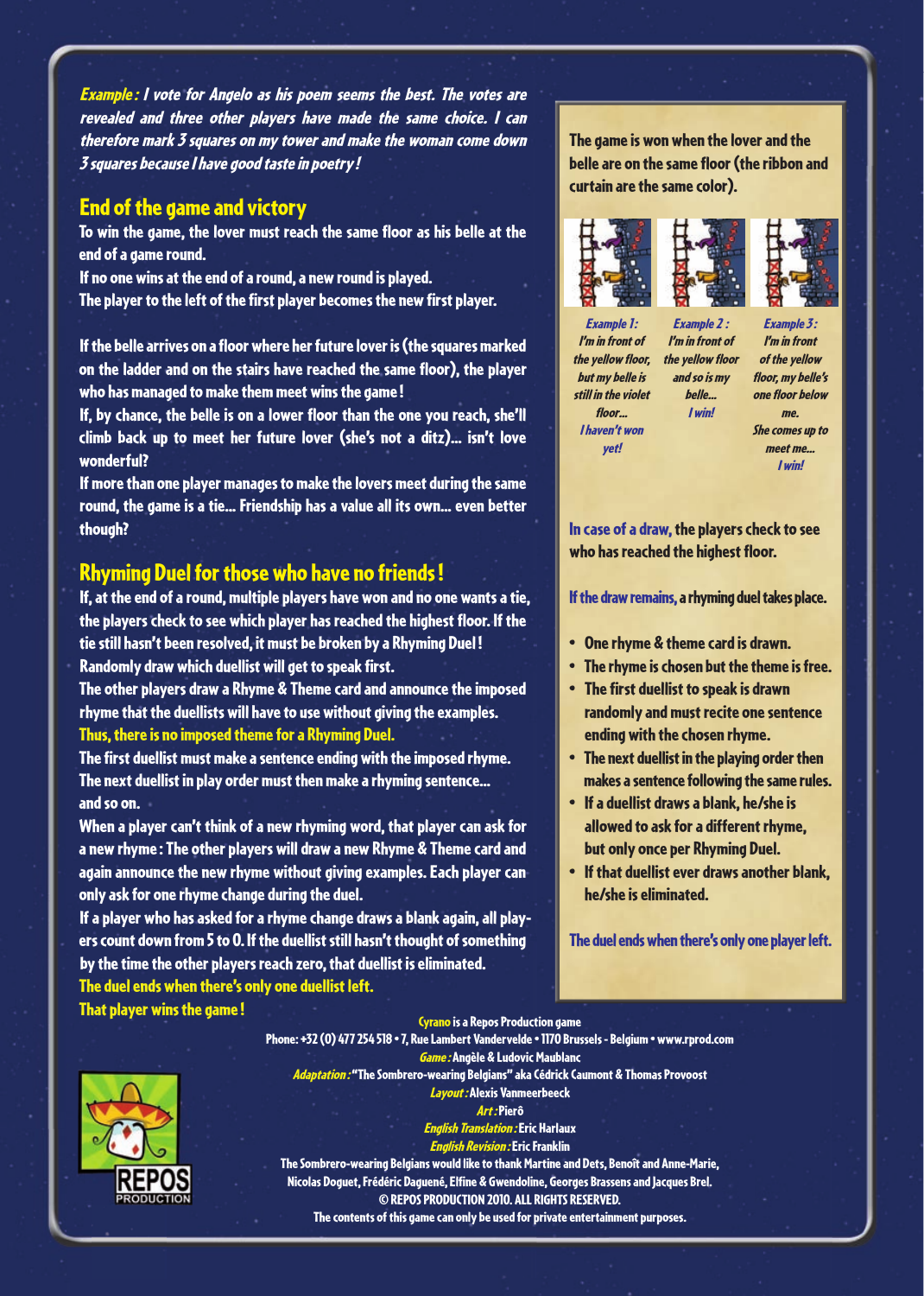***Example :*** *I vote for Angelo as his poem seems the best. The votes are revealed and three other players have made the same choice. I can therefore mark 3 squares on my tower and make the woman come down 3 squares because I have good taste in poetry!*

## End of the game and victory

To win the game, the lover must reach the same floor as his belle at the end of a game round.

If no one wins at the end of a round, a new round is played.

The player to the left of the first player becomes the new first player.

If the belle arrives on a floor where her future lover is (the squares marked on the ladder and on the stairs have reached the same floor), the player who has managed to make them meet wins the game!

If, by chance, the belle is on a lower floor than the one you reach, she'll climb back up to meet her future lover (she's not a ditz)... isn't love wonderful?

If more than one player manages to make the lovers meet during the same round, the game is a tie... Friendship has a value all its own... even better though?

## Rhyming Duel for those who have no friends!

If, at the end of a round, multiple players have won and no one wants a tie, the players check to see which player has reached the highest floor. If the tie still hasn't been resolved, it must be broken by a Rhyming Duel!

Randomly draw which duellist will get to speak first.

The other players draw a Rhyme & Theme card and announce the imposed rhyme that the duellists will have to use without giving the examples.

**Thus, there is no imposed theme for a Rhyming Duel.**

The first duellist must make a sentence ending with the imposed rhyme.

The next duellist in play order must then make a rhyming sentence... and so on.

When a player can't think of a new rhyming word, that player can ask for a new rhyme: The other players will draw a new Rhyme & Theme card and again announce the new rhyme without giving examples. Each player can only ask for one rhyme change during the duel.

If a player who has asked for a rhyme change draws a blank again, all players count down from 5 to 0. If the duellist still hasn't thought of something by the time the other players reach zero, that duellist is eliminated.

**The duel ends when there's only one duellist left.**

**That player wins the game!**

The game is won when the lover and the belle are on the same floor (the ribbon and curtain are the same color).

*Example 1: I'm in front of the yellow floor, but my belle is still in the violet floor... I haven't won yet!*

*Example 2 : I'm in front of the yellow floor and so is my belle... I win!*

*Example 3: I'm in front of the yellow floor, my belle's one floor below me. She comes up to meet me... I win!*

**In case of a draw,** the players check to see who has reached the highest floor.

**If the draw remains,** a rhyming duel takes place.

- One rhyme & theme card is drawn.
- The rhyme is chosen but the theme is free.
- The first duellist to speak is drawn randomly and must recite one sentence ending with the chosen rhyme.
- The next duellist in the playing order then makes a sentence following the same rules.
- If a duellist draws a blank, he/she is allowed to ask for a different rhyme, but only once per Rhyming Duel.
- If that duellist ever draws another blank, he/she is eliminated.

**The duel ends when there's only one player left.**

*Cyrano* is a Repos Production game

Phone: +32 (0) 477 254 518 • 7, Rue Lambert Vandervelde • 1170 Brussels - Belgium • www.rprod.com

*Game :* Angèle & Ludovic Maublanc

*Adaptation :* "The Sombrero-wearing Belgians" aka Cédrick Caumont & Thomas Provoost

*Layout :* Alexis Vanmeerbeeck

*Art :* Pierô

*English Translation :* Eric Harlaux

*English Revision :* Eric Franklin

The Sombrero-wearing Belgians would like to thank Martine and Dets, Benoît and Anne-Marie, Nicolas Doguet, Frédéric Daguené, Elfine & Gwendoline, Georges Brassens and Jacques Brel.

© REPOS PRODUCTION 2010. ALL RIGHTS RESERVED.

The contents of this game can only be used for private entertainment purposes.